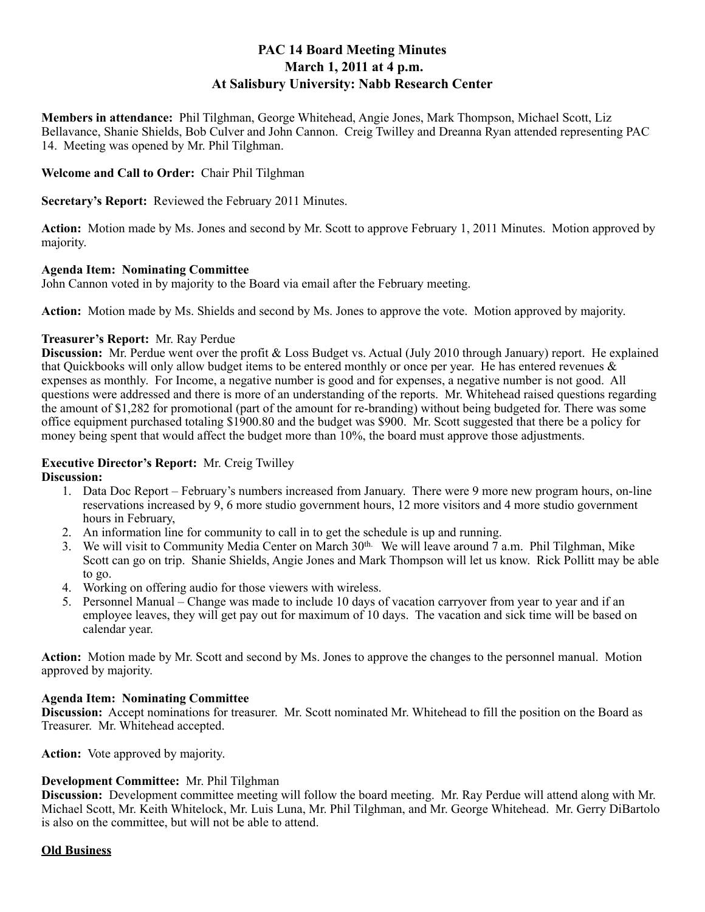# PAC 14 Board Meeting Minutes
## March 1, 2011 at 4 p.m.
## At Salisbury University: Nabb Research Center

**Members in attendance:** Phil Tilghman, George Whitehead, Angie Jones, Mark Thompson, Michael Scott, Liz Bellavance, Shanie Shields, Bob Culver and John Cannon. Creig Twilley and Dreanna Ryan attended representing PAC 14. Meeting was opened by Mr. Phil Tilghman.

**Welcome and Call to Order:** Chair Phil Tilghman

**Secretary's Report:** Reviewed the February 2011 Minutes.

**Action:** Motion made by Ms. Jones and second by Mr. Scott to approve February 1, 2011 Minutes. Motion approved by majority.

**Agenda Item: Nominating Committee**
John Cannon voted in by majority to the Board via email after the February meeting.

**Action:** Motion made by Ms. Shields and second by Ms. Jones to approve the vote. Motion approved by majority.

**Treasurer's Report:** Mr. Ray Perdue
**Discussion:** Mr. Perdue went over the profit & Loss Budget vs. Actual (July 2010 through January) report. He explained that Quickbooks will only allow budget items to be entered monthly or once per year. He has entered revenues & expenses as monthly. For Income, a negative number is good and for expenses, a negative number is not good. All questions were addressed and there is more of an understanding of the reports. Mr. Whitehead raised questions regarding the amount of $1,282 for promotional (part of the amount for re-branding) without being budgeted for. There was some office equipment purchased totaling $1900.80 and the budget was $900. Mr. Scott suggested that there be a policy for money being spent that would affect the budget more than 10%, the board must approve those adjustments.

**Executive Director's Report:** Mr. Creig Twilley
**Discussion:**
1. Data Doc Report – February's numbers increased from January. There were 9 more new program hours, on-line reservations increased by 9, 6 more studio government hours, 12 more visitors and 4 more studio government hours in February,
2. An information line for community to call in to get the schedule is up and running.
3. We will visit to Community Media Center on March 30th. We will leave around 7 a.m. Phil Tilghman, Mike Scott can go on trip. Shanie Shields, Angie Jones and Mark Thompson will let us know. Rick Pollitt may be able to go.
4. Working on offering audio for those viewers with wireless.
5. Personnel Manual – Change was made to include 10 days of vacation carryover from year to year and if an employee leaves, they will get pay out for maximum of 10 days. The vacation and sick time will be based on calendar year.

**Action:** Motion made by Mr. Scott and second by Ms. Jones to approve the changes to the personnel manual. Motion approved by majority.

**Agenda Item: Nominating Committee**
**Discussion:** Accept nominations for treasurer. Mr. Scott nominated Mr. Whitehead to fill the position on the Board as Treasurer. Mr. Whitehead accepted.

**Action:** Vote approved by majority.

**Development Committee:** Mr. Phil Tilghman
**Discussion:** Development committee meeting will follow the board meeting. Mr. Ray Perdue will attend along with Mr. Michael Scott, Mr. Keith Whitelock, Mr. Luis Luna, Mr. Phil Tilghman, and Mr. George Whitehead. Mr. Gerry DiBartolo is also on the committee, but will not be able to attend.

**Old Business**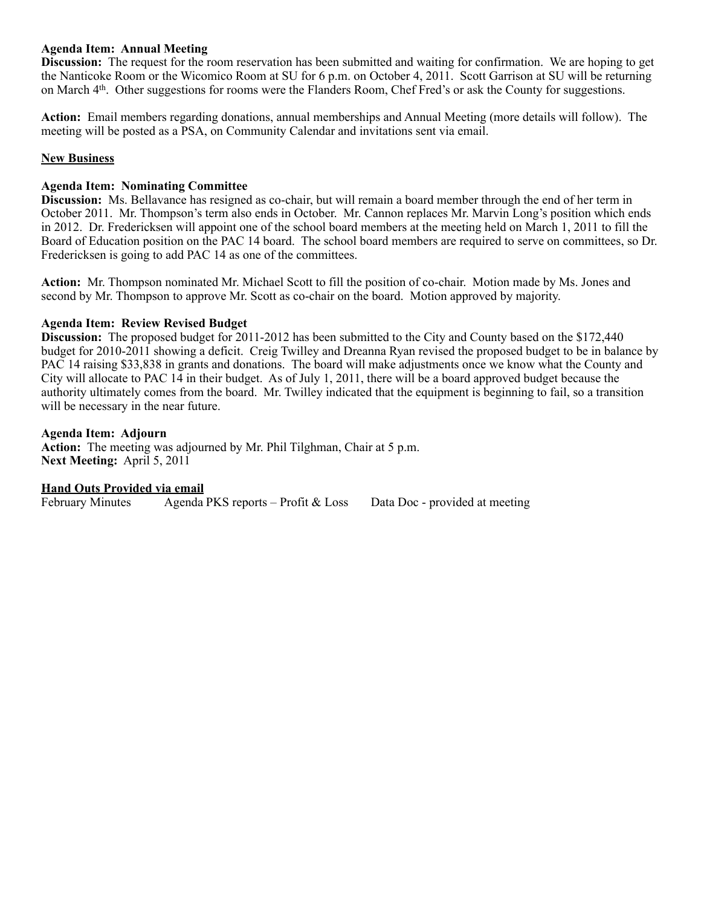**Agenda Item: Annual Meeting**
**Discussion:** The request for the room reservation has been submitted and waiting for confirmation. We are hoping to get the Nanticoke Room or the Wicomico Room at SU for 6 p.m. on October 4, 2011. Scott Garrison at SU will be returning on March 4th. Other suggestions for rooms were the Flanders Room, Chef Fred's or ask the County for suggestions.

**Action:** Email members regarding donations, annual memberships and Annual Meeting (more details will follow). The meeting will be posted as a PSA, on Community Calendar and invitations sent via email.

**New Business**

**Agenda Item: Nominating Committee**
**Discussion:** Ms. Bellavance has resigned as co-chair, but will remain a board member through the end of her term in October 2011. Mr. Thompson's term also ends in October. Mr. Cannon replaces Mr. Marvin Long's position which ends in 2012. Dr. Fredericksen will appoint one of the school board members at the meeting held on March 1, 2011 to fill the Board of Education position on the PAC 14 board. The school board members are required to serve on committees, so Dr. Fredericksen is going to add PAC 14 as one of the committees.

**Action:** Mr. Thompson nominated Mr. Michael Scott to fill the position of co-chair. Motion made by Ms. Jones and second by Mr. Thompson to approve Mr. Scott as co-chair on the board. Motion approved by majority.

**Agenda Item: Review Revised Budget**
**Discussion:** The proposed budget for 2011-2012 has been submitted to the City and County based on the $172,440 budget for 2010-2011 showing a deficit. Creig Twilley and Dreanna Ryan revised the proposed budget to be in balance by PAC 14 raising $33,838 in grants and donations. The board will make adjustments once we know what the County and City will allocate to PAC 14 in their budget. As of July 1, 2011, there will be a board approved budget because the authority ultimately comes from the board. Mr. Twilley indicated that the equipment is beginning to fail, so a transition will be necessary in the near future.

**Agenda Item: Adjourn**
**Action:** The meeting was adjourned by Mr. Phil Tilghman, Chair at 5 p.m.
**Next Meeting:** April 5, 2011

**Hand Outs Provided via email**
February Minutes    Agenda PKS reports – Profit & Loss    Data Doc - provided at meeting